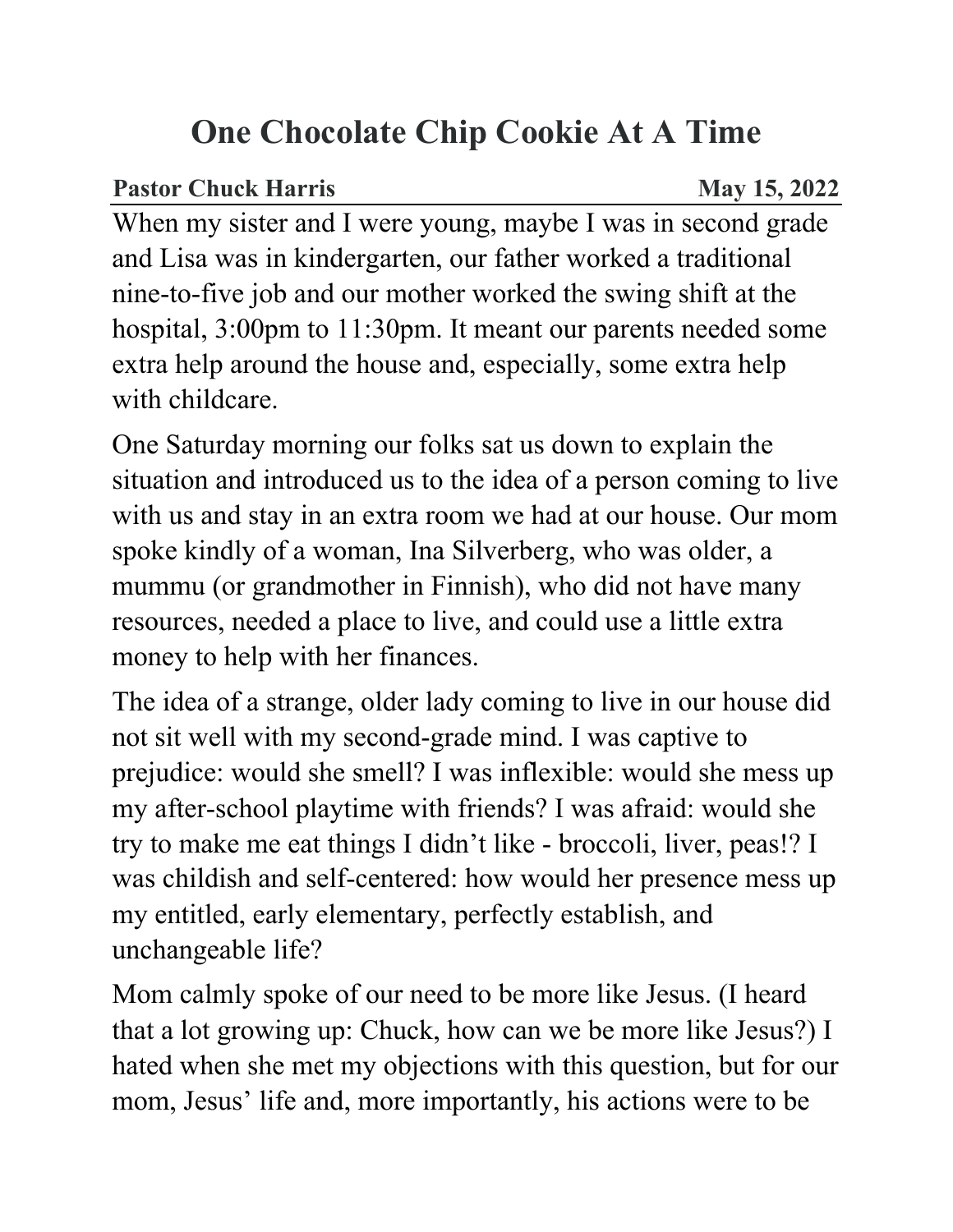# One Chocolate Chip Cookie At A Time

**Pastor Chuck Harris** **May 15, 2022**

When my sister and I were young, maybe I was in second grade and Lisa was in kindergarten, our father worked a traditional nine-to-five job and our mother worked the swing shift at the hospital, 3:00pm to 11:30pm. It meant our parents needed some extra help around the house and, especially, some extra help with childcare.

One Saturday morning our folks sat us down to explain the situation and introduced us to the idea of a person coming to live with us and stay in an extra room we had at our house. Our mom spoke kindly of a woman, Ina Silverberg, who was older, a mummu (or grandmother in Finnish), who did not have many resources, needed a place to live, and could use a little extra money to help with her finances.

The idea of a strange, older lady coming to live in our house did not sit well with my second-grade mind. I was captive to prejudice: would she smell? I was inflexible: would she mess up my after-school playtime with friends? I was afraid: would she try to make me eat things I didn't like - broccoli, liver, peas!? I was childish and self-centered: how would her presence mess up my entitled, early elementary, perfectly establish, and unchangeable life?

Mom calmly spoke of our need to be more like Jesus. (I heard that a lot growing up: Chuck, how can we be more like Jesus?) I hated when she met my objections with this question, but for our mom, Jesus' life and, more importantly, his actions were to be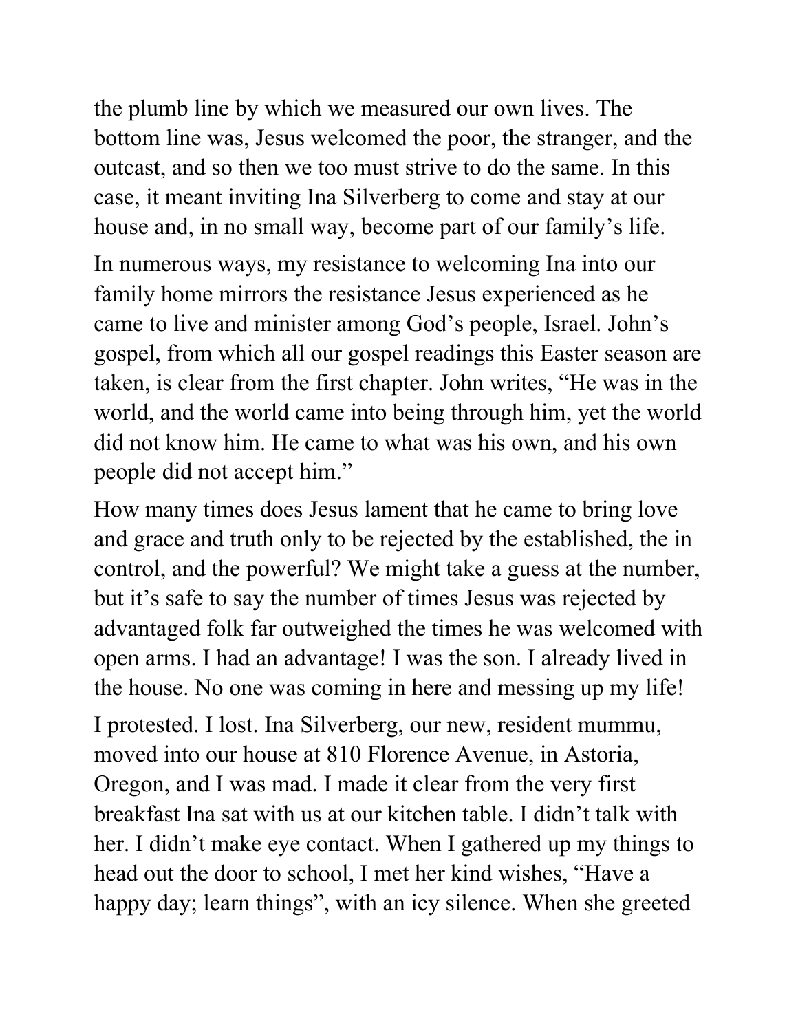the plumb line by which we measured our own lives. The bottom line was, Jesus welcomed the poor, the stranger, and the outcast, and so then we too must strive to do the same. In this case, it meant inviting Ina Silverberg to come and stay at our house and, in no small way, become part of our family's life.

In numerous ways, my resistance to welcoming Ina into our family home mirrors the resistance Jesus experienced as he came to live and minister among God's people, Israel. John's gospel, from which all our gospel readings this Easter season are taken, is clear from the first chapter. John writes, "He was in the world, and the world came into being through him, yet the world did not know him. He came to what was his own, and his own people did not accept him."

How many times does Jesus lament that he came to bring love and grace and truth only to be rejected by the established, the in control, and the powerful? We might take a guess at the number, but it's safe to say the number of times Jesus was rejected by advantaged folk far outweighed the times he was welcomed with open arms. I had an advantage! I was the son. I already lived in the house. No one was coming in here and messing up my life!

I protested. I lost. Ina Silverberg, our new, resident mummu, moved into our house at 810 Florence Avenue, in Astoria, Oregon, and I was mad. I made it clear from the very first breakfast Ina sat with us at our kitchen table. I didn't talk with her. I didn't make eye contact. When I gathered up my things to head out the door to school, I met her kind wishes, "Have a happy day; learn things", with an icy silence. When she greeted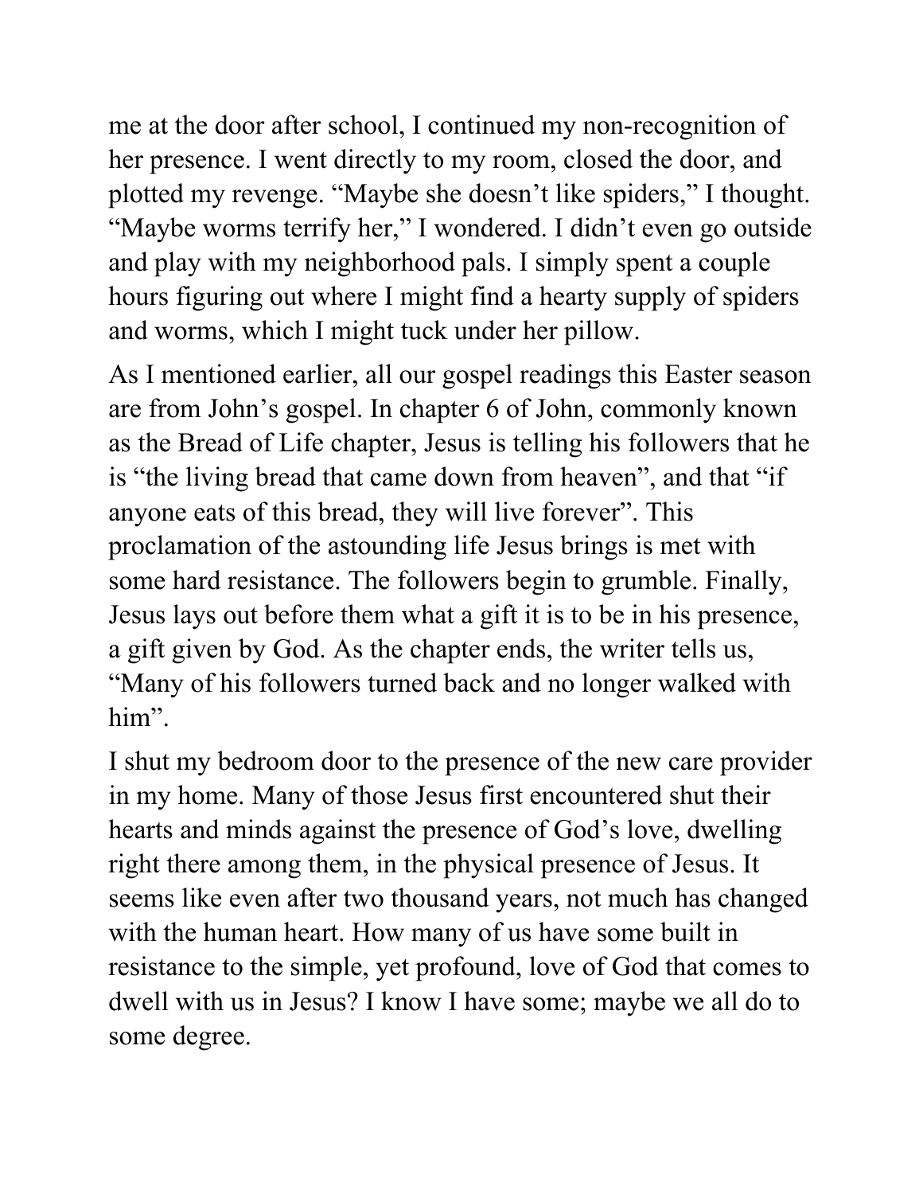me at the door after school, I continued my non-recognition of her presence. I went directly to my room, closed the door, and plotted my revenge. “Maybe she doesn’t like spiders,” I thought. “Maybe worms terrify her,” I wondered. I didn’t even go outside and play with my neighborhood pals. I simply spent a couple hours figuring out where I might find a hearty supply of spiders and worms, which I might tuck under her pillow.

As I mentioned earlier, all our gospel readings this Easter season are from John’s gospel. In chapter 6 of John, commonly known as the Bread of Life chapter, Jesus is telling his followers that he is “the living bread that came down from heaven”, and that “if anyone eats of this bread, they will live forever”. This proclamation of the astounding life Jesus brings is met with some hard resistance. The followers begin to grumble. Finally, Jesus lays out before them what a gift it is to be in his presence, a gift given by God. As the chapter ends, the writer tells us, “Many of his followers turned back and no longer walked with him”.

I shut my bedroom door to the presence of the new care provider in my home. Many of those Jesus first encountered shut their hearts and minds against the presence of God’s love, dwelling right there among them, in the physical presence of Jesus. It seems like even after two thousand years, not much has changed with the human heart. How many of us have some built in resistance to the simple, yet profound, love of God that comes to dwell with us in Jesus? I know I have some; maybe we all do to some degree.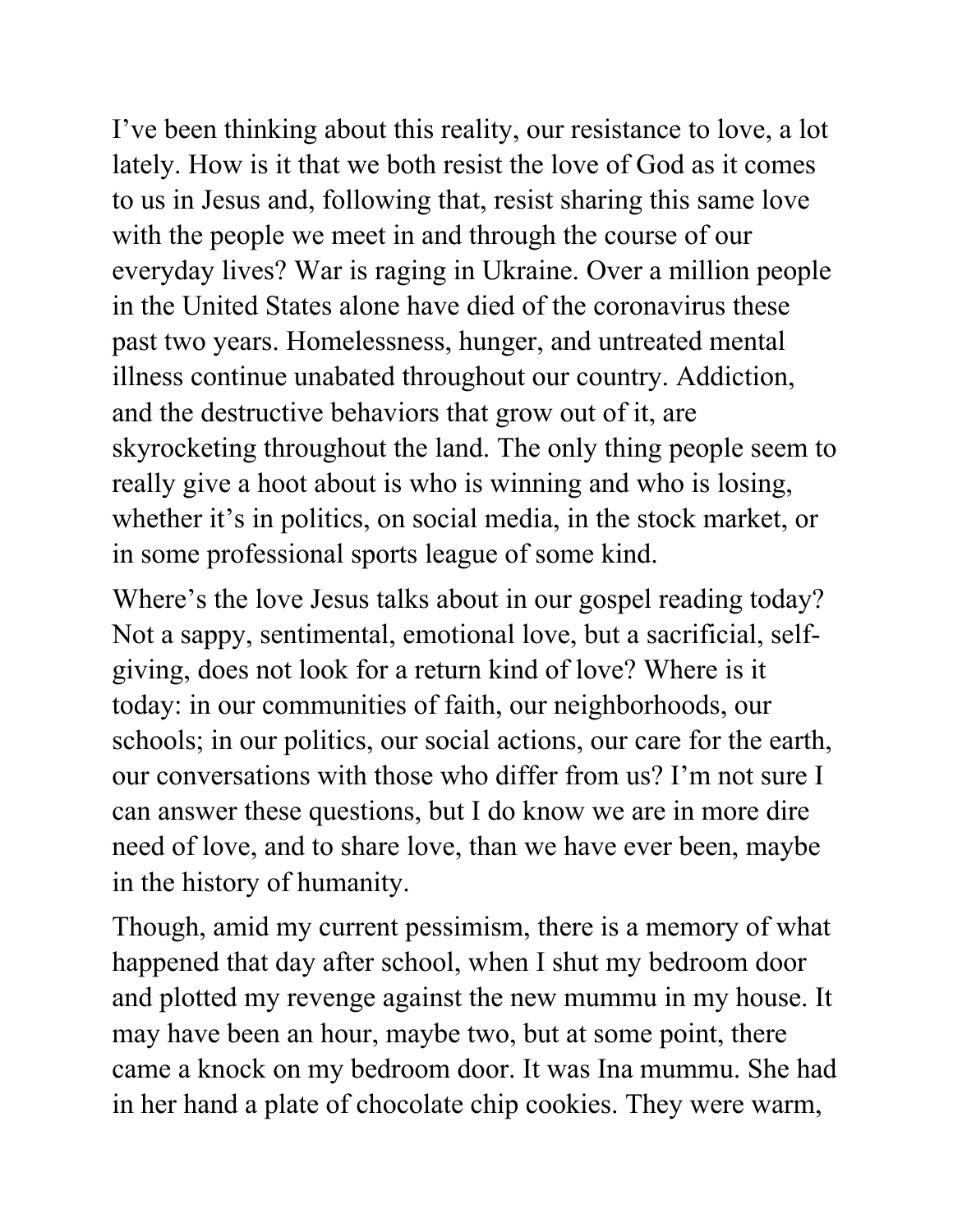I've been thinking about this reality, our resistance to love, a lot lately. How is it that we both resist the love of God as it comes to us in Jesus and, following that, resist sharing this same love with the people we meet in and through the course of our everyday lives? War is raging in Ukraine. Over a million people in the United States alone have died of the coronavirus these past two years. Homelessness, hunger, and untreated mental illness continue unabated throughout our country. Addiction, and the destructive behaviors that grow out of it, are skyrocketing throughout the land. The only thing people seem to really give a hoot about is who is winning and who is losing, whether it's in politics, on social media, in the stock market, or in some professional sports league of some kind.

Where's the love Jesus talks about in our gospel reading today? Not a sappy, sentimental, emotional love, but a sacrificial, self-giving, does not look for a return kind of love? Where is it today: in our communities of faith, our neighborhoods, our schools; in our politics, our social actions, our care for the earth, our conversations with those who differ from us? I'm not sure I can answer these questions, but I do know we are in more dire need of love, and to share love, than we have ever been, maybe in the history of humanity.

Though, amid my current pessimism, there is a memory of what happened that day after school, when I shut my bedroom door and plotted my revenge against the new mummu in my house. It may have been an hour, maybe two, but at some point, there came a knock on my bedroom door. It was Ina mummu. She had in her hand a plate of chocolate chip cookies. They were warm,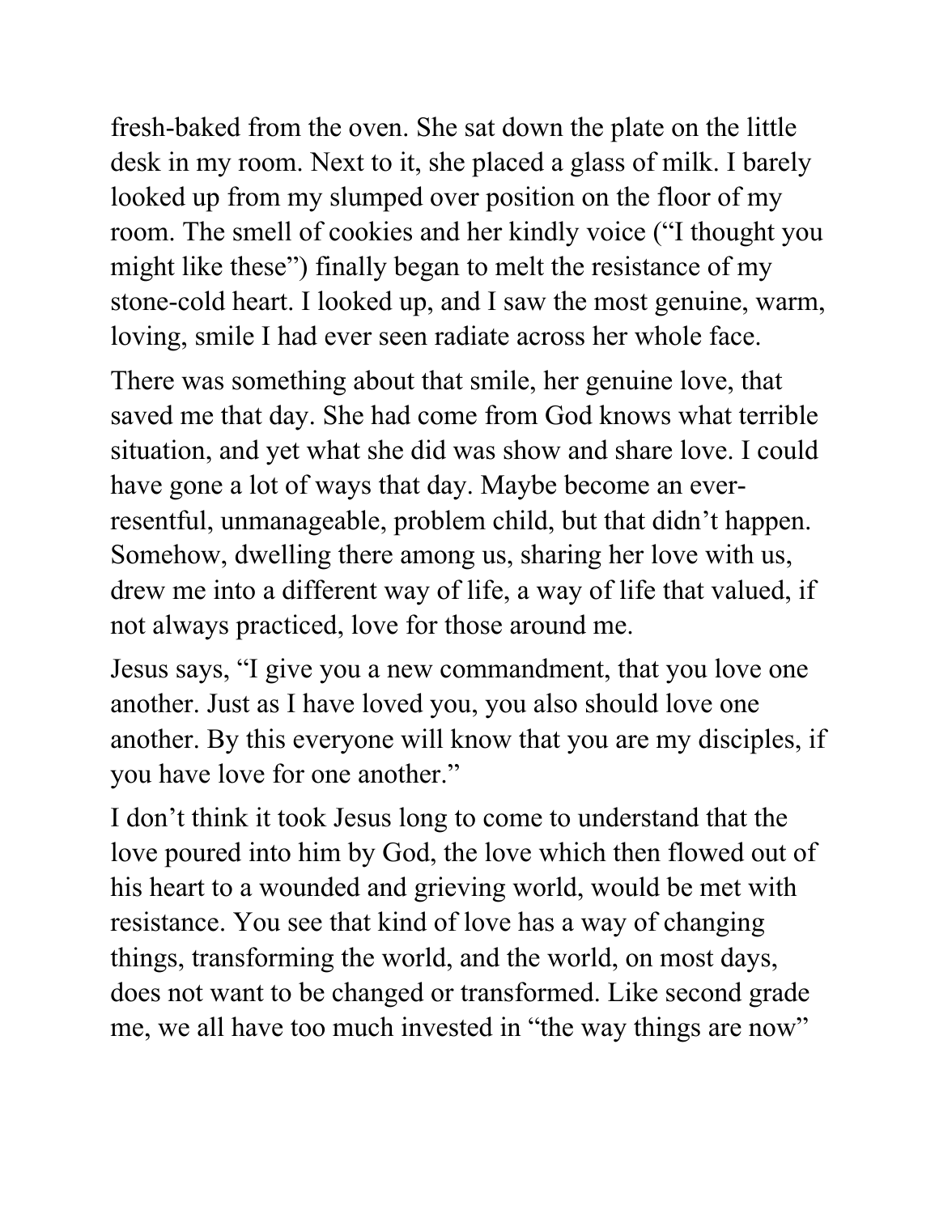fresh-baked from the oven. She sat down the plate on the little desk in my room. Next to it, she placed a glass of milk. I barely looked up from my slumped over position on the floor of my room. The smell of cookies and her kindly voice ("I thought you might like these") finally began to melt the resistance of my stone-cold heart. I looked up, and I saw the most genuine, warm, loving, smile I had ever seen radiate across her whole face.

There was something about that smile, her genuine love, that saved me that day. She had come from God knows what terrible situation, and yet what she did was show and share love. I could have gone a lot of ways that day. Maybe become an ever-resentful, unmanageable, problem child, but that didn't happen. Somehow, dwelling there among us, sharing her love with us, drew me into a different way of life, a way of life that valued, if not always practiced, love for those around me.

Jesus says, "I give you a new commandment, that you love one another. Just as I have loved you, you also should love one another. By this everyone will know that you are my disciples, if you have love for one another."

I don't think it took Jesus long to come to understand that the love poured into him by God, the love which then flowed out of his heart to a wounded and grieving world, would be met with resistance. You see that kind of love has a way of changing things, transforming the world, and the world, on most days, does not want to be changed or transformed. Like second grade me, we all have too much invested in "the way things are now"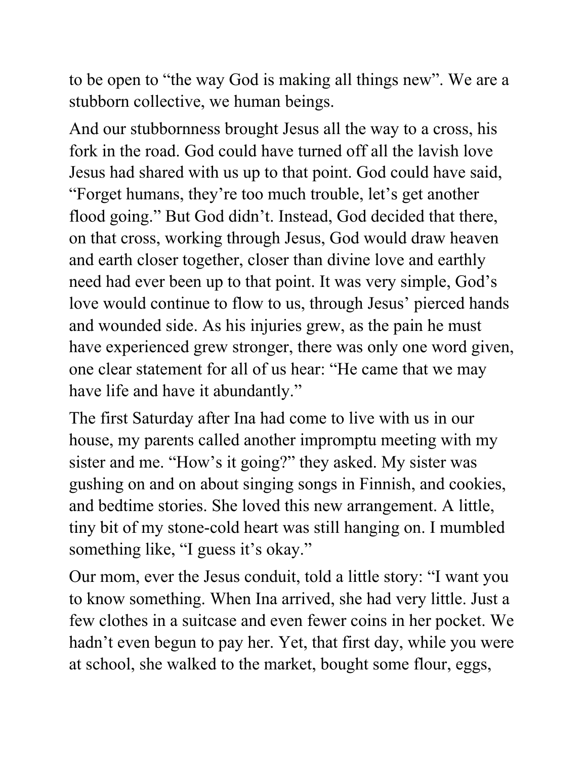to be open to "the way God is making all things new". We are a stubborn collective, we human beings.

And our stubbornness brought Jesus all the way to a cross, his fork in the road. God could have turned off all the lavish love Jesus had shared with us up to that point. God could have said, "Forget humans, they're too much trouble, let's get another flood going." But God didn't. Instead, God decided that there, on that cross, working through Jesus, God would draw heaven and earth closer together, closer than divine love and earthly need had ever been up to that point. It was very simple, God's love would continue to flow to us, through Jesus' pierced hands and wounded side. As his injuries grew, as the pain he must have experienced grew stronger, there was only one word given, one clear statement for all of us hear: "He came that we may have life and have it abundantly."

The first Saturday after Ina had come to live with us in our house, my parents called another impromptu meeting with my sister and me. "How's it going?" they asked. My sister was gushing on and on about singing songs in Finnish, and cookies, and bedtime stories. She loved this new arrangement. A little, tiny bit of my stone-cold heart was still hanging on. I mumbled something like, "I guess it's okay."

Our mom, ever the Jesus conduit, told a little story: "I want you to know something. When Ina arrived, she had very little. Just a few clothes in a suitcase and even fewer coins in her pocket. We hadn't even begun to pay her. Yet, that first day, while you were at school, she walked to the market, bought some flour, eggs,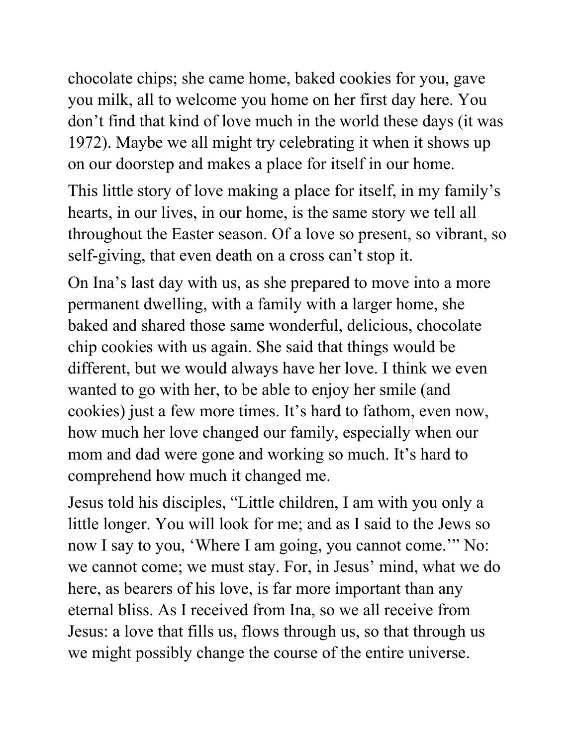chocolate chips; she came home, baked cookies for you, gave you milk, all to welcome you home on her first day here. You don't find that kind of love much in the world these days (it was 1972). Maybe we all might try celebrating it when it shows up on our doorstep and makes a place for itself in our home.

This little story of love making a place for itself, in my family's hearts, in our lives, in our home, is the same story we tell all throughout the Easter season. Of a love so present, so vibrant, so self-giving, that even death on a cross can't stop it.

On Ina's last day with us, as she prepared to move into a more permanent dwelling, with a family with a larger home, she baked and shared those same wonderful, delicious, chocolate chip cookies with us again. She said that things would be different, but we would always have her love. I think we even wanted to go with her, to be able to enjoy her smile (and cookies) just a few more times. It's hard to fathom, even now, how much her love changed our family, especially when our mom and dad were gone and working so much. It's hard to comprehend how much it changed me.

Jesus told his disciples, "Little children, I am with you only a little longer. You will look for me; and as I said to the Jews so now I say to you, 'Where I am going, you cannot come.'" No: we cannot come; we must stay. For, in Jesus' mind, what we do here, as bearers of his love, is far more important than any eternal bliss. As I received from Ina, so we all receive from Jesus: a love that fills us, flows through us, so that through us we might possibly change the course of the entire universe.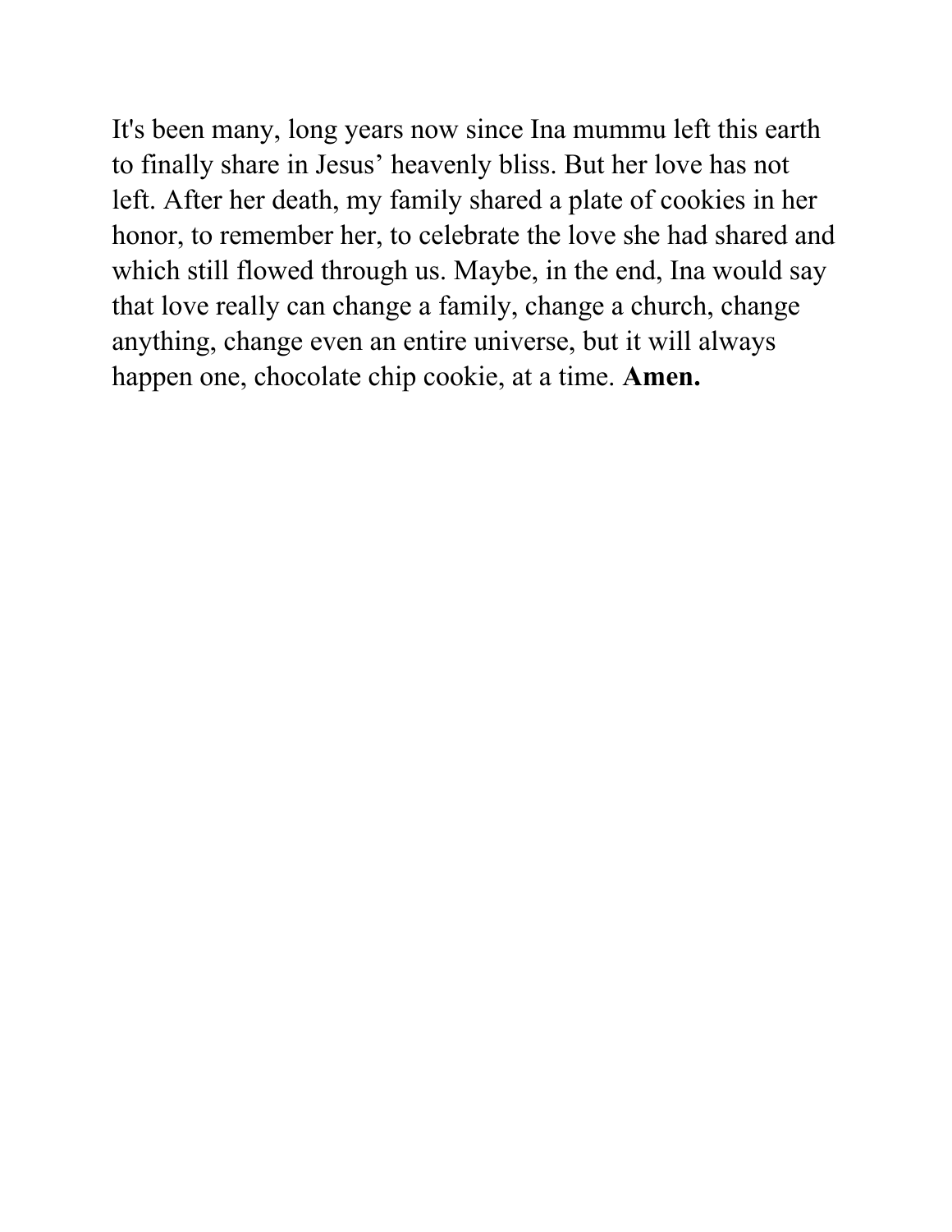It's been many, long years now since Ina mummu left this earth to finally share in Jesus' heavenly bliss. But her love has not left. After her death, my family shared a plate of cookies in her honor, to remember her, to celebrate the love she had shared and which still flowed through us. Maybe, in the end, Ina would say that love really can change a family, change a church, change anything, change even an entire universe, but it will always happen one, chocolate chip cookie, at a time. **Amen.**